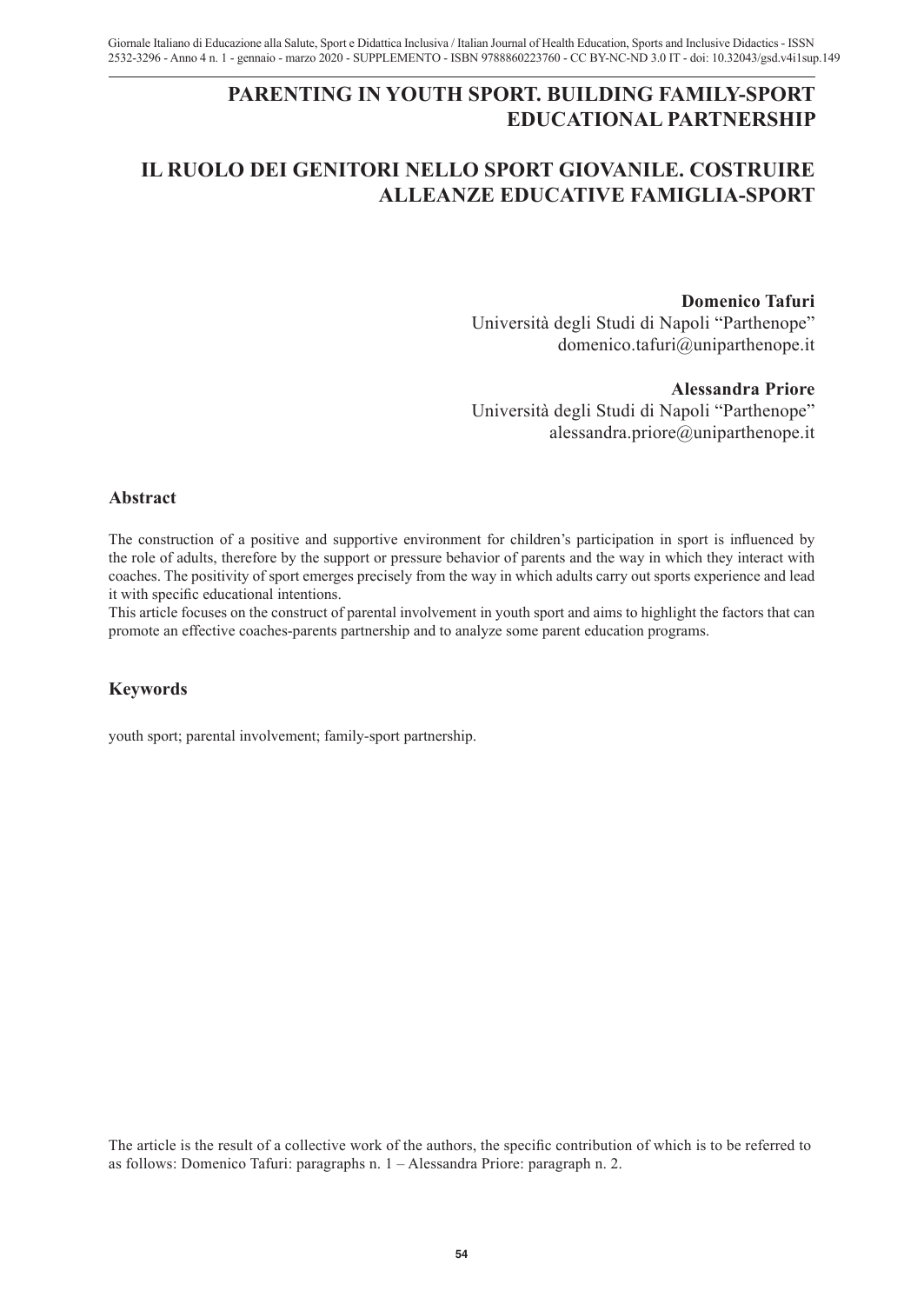# PARENTING IN YOUTH SPORT. BUILDING FAMILY-SPORT EDUCATIONAL PARTNERSHIP

# IL RUOLO DEI GENITORI NELLO SPORT GIOVANILE. COSTRUIRE ALLEANZE EDUCATIVE FAMIGLIA-SPORT

**Domenico Tafuri**
Università degli Studi di Napoli "Parthenope"
domenico.tafuri@uniparthenope.it

**Alessandra Priore**
Università degli Studi di Napoli "Parthenope"
alessandra.priore@uniparthenope.it

## Abstract

The construction of a positive and supportive environment for children's participation in sport is influenced by the role of adults, therefore by the support or pressure behavior of parents and the way in which they interact with coaches. The positivity of sport emerges precisely from the way in which adults carry out sports experience and lead it with specific educational intentions.

This article focuses on the construct of parental involvement in youth sport and aims to highlight the factors that can promote an effective coaches-parents partnership and to analyze some parent education programs.

## Keywords

youth sport; parental involvement; family-sport partnership.

The article is the result of a collective work of the authors, the specific contribution of which is to be referred to as follows: Domenico Tafuri: paragraphs n. 1 – Alessandra Priore: paragraph n. 2.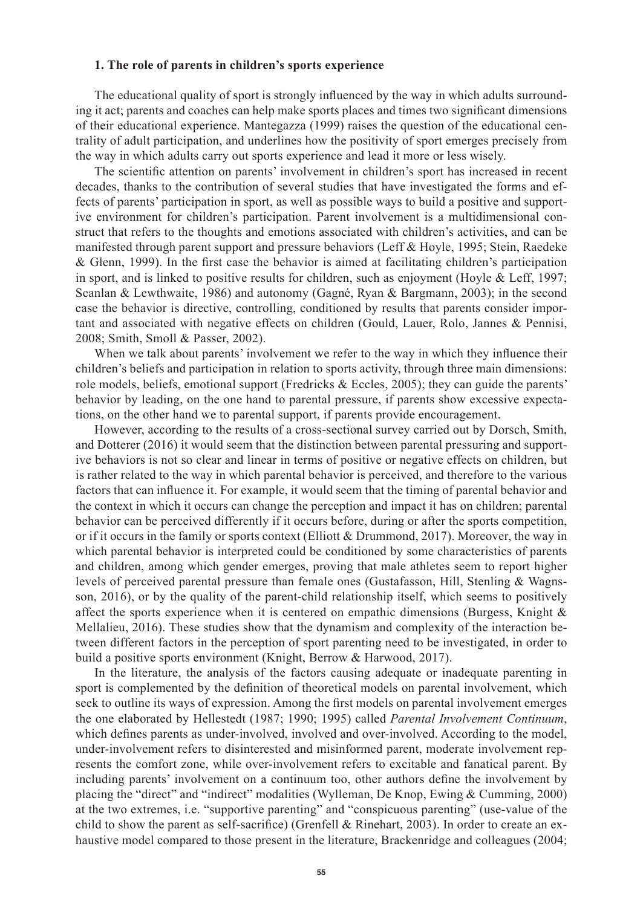### 1. The role of parents in children's sports experience

The educational quality of sport is strongly influenced by the way in which adults surrounding it act; parents and coaches can help make sports places and times two significant dimensions of their educational experience. Mantegazza (1999) raises the question of the educational centrality of adult participation, and underlines how the positivity of sport emerges precisely from the way in which adults carry out sports experience and lead it more or less wisely.

The scientific attention on parents' involvement in children's sport has increased in recent decades, thanks to the contribution of several studies that have investigated the forms and effects of parents' participation in sport, as well as possible ways to build a positive and supportive environment for children's participation. Parent involvement is a multidimensional construct that refers to the thoughts and emotions associated with children's activities, and can be manifested through parent support and pressure behaviors (Leff & Hoyle, 1995; Stein, Raedeke & Glenn, 1999). In the first case the behavior is aimed at facilitating children's participation in sport, and is linked to positive results for children, such as enjoyment (Hoyle & Leff, 1997; Scanlan & Lewthwaite, 1986) and autonomy (Gagné, Ryan & Bargmann, 2003); in the second case the behavior is directive, controlling, conditioned by results that parents consider important and associated with negative effects on children (Gould, Lauer, Rolo, Jannes & Pennisi, 2008; Smith, Smoll & Passer, 2002).

When we talk about parents' involvement we refer to the way in which they influence their children's beliefs and participation in relation to sports activity, through three main dimensions: role models, beliefs, emotional support (Fredricks & Eccles, 2005); they can guide the parents' behavior by leading, on the one hand to parental pressure, if parents show excessive expectations, on the other hand we to parental support, if parents provide encouragement.

However, according to the results of a cross-sectional survey carried out by Dorsch, Smith, and Dotterer (2016) it would seem that the distinction between parental pressuring and supportive behaviors is not so clear and linear in terms of positive or negative effects on children, but is rather related to the way in which parental behavior is perceived, and therefore to the various factors that can influence it. For example, it would seem that the timing of parental behavior and the context in which it occurs can change the perception and impact it has on children; parental behavior can be perceived differently if it occurs before, during or after the sports competition, or if it occurs in the family or sports context (Elliott & Drummond, 2017). Moreover, the way in which parental behavior is interpreted could be conditioned by some characteristics of parents and children, among which gender emerges, proving that male athletes seem to report higher levels of perceived parental pressure than female ones (Gustafasson, Hill, Stenling & Wagnsson, 2016), or by the quality of the parent-child relationship itself, which seems to positively affect the sports experience when it is centered on empathic dimensions (Burgess, Knight & Mellalieu, 2016). These studies show that the dynamism and complexity of the interaction between different factors in the perception of sport parenting need to be investigated, in order to build a positive sports environment (Knight, Berrow & Harwood, 2017).

In the literature, the analysis of the factors causing adequate or inadequate parenting in sport is complemented by the definition of theoretical models on parental involvement, which seek to outline its ways of expression. Among the first models on parental involvement emerges the one elaborated by Hellestedt (1987; 1990; 1995) called *Parental Involvement Continuum*, which defines parents as under-involved, involved and over-involved. According to the model, under-involvement refers to disinterested and misinformed parent, moderate involvement represents the comfort zone, while over-involvement refers to excitable and fanatical parent. By including parents' involvement on a continuum too, other authors define the involvement by placing the "direct" and "indirect" modalities (Wylleman, De Knop, Ewing & Cumming, 2000) at the two extremes, i.e. "supportive parenting" and "conspicuous parenting" (use-value of the child to show the parent as self-sacrifice) (Grenfell & Rinehart, 2003). In order to create an exhaustive model compared to those present in the literature, Brackenridge and colleagues (2004;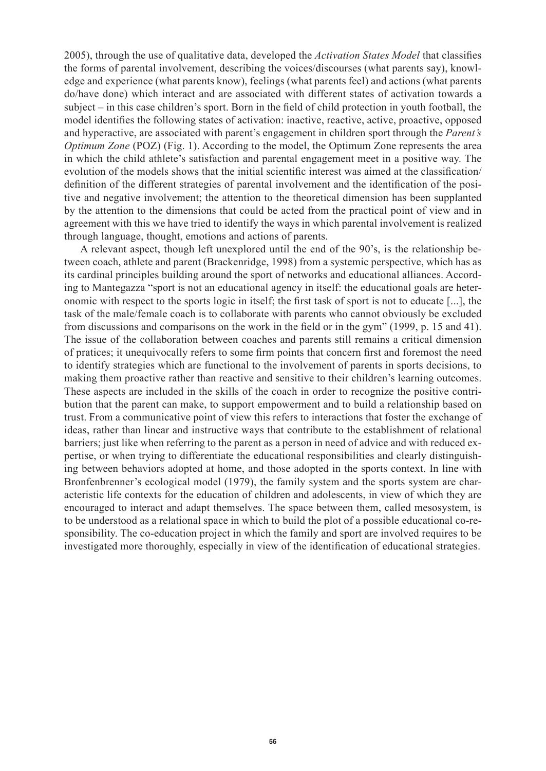2005), through the use of qualitative data, developed the *Activation States Model* that classifies the forms of parental involvement, describing the voices/discourses (what parents say), knowledge and experience (what parents know), feelings (what parents feel) and actions (what parents do/have done) which interact and are associated with different states of activation towards a subject – in this case children's sport. Born in the field of child protection in youth football, the model identifies the following states of activation: inactive, reactive, active, proactive, opposed and hyperactive, are associated with parent's engagement in children sport through the *Parent's Optimum Zone* (POZ) (Fig. 1). According to the model, the Optimum Zone represents the area in which the child athlete's satisfaction and parental engagement meet in a positive way. The evolution of the models shows that the initial scientific interest was aimed at the classification/definition of the different strategies of parental involvement and the identification of the positive and negative involvement; the attention to the theoretical dimension has been supplanted by the attention to the dimensions that could be acted from the practical point of view and in agreement with this we have tried to identify the ways in which parental involvement is realized through language, thought, emotions and actions of parents.

A relevant aspect, though left unexplored until the end of the 90's, is the relationship between coach, athlete and parent (Brackenridge, 1998) from a systemic perspective, which has as its cardinal principles building around the sport of networks and educational alliances. According to Mantegazza "sport is not an educational agency in itself: the educational goals are heteronomic with respect to the sports logic in itself; the first task of sport is not to educate [...], the task of the male/female coach is to collaborate with parents who cannot obviously be excluded from discussions and comparisons on the work in the field or in the gym" (1999, p. 15 and 41). The issue of the collaboration between coaches and parents still remains a critical dimension of pratices; it unequivocally refers to some firm points that concern first and foremost the need to identify strategies which are functional to the involvement of parents in sports decisions, to making them proactive rather than reactive and sensitive to their children's learning outcomes. These aspects are included in the skills of the coach in order to recognize the positive contribution that the parent can make, to support empowerment and to build a relationship based on trust. From a communicative point of view this refers to interactions that foster the exchange of ideas, rather than linear and instructive ways that contribute to the establishment of relational barriers; just like when referring to the parent as a person in need of advice and with reduced expertise, or when trying to differentiate the educational responsibilities and clearly distinguishing between behaviors adopted at home, and those adopted in the sports context. In line with Bronfenbrenner's ecological model (1979), the family system and the sports system are characteristic life contexts for the education of children and adolescents, in view of which they are encouraged to interact and adapt themselves. The space between them, called mesosystem, is to be understood as a relational space in which to build the plot of a possible educational co-responsibility. The co-education project in which the family and sport are involved requires to be investigated more thoroughly, especially in view of the identification of educational strategies.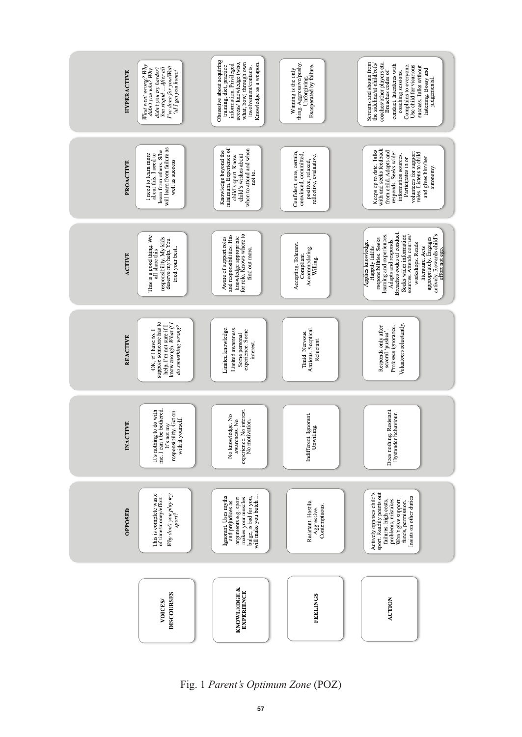| | OPPOSED | INACTIVE | REACTIVE | ACTIVE | PROACTIVE | HYPERACTIVE |
|---|---|---|---|---|---|---|
| **VOICES/ DISCOURSES** | This is complete waste of time/money/effort. *Why don't you play my sport?* | It's nothing to do with me. I can't be bothered. It's not my responsibility. Get on with it yourself. | OK, if I have to. I suppose someone has to help. I'm not sure if I know enough. *What if I do something wrong?* | This is a good thing. We all share this responsibility. My kids deserve my help. You tried your best. | I need to learn more about this. I need to learn from others. S/he will learn from failure as well as success. | *What went wrong? Why didn't you win? Why didn't you try harder? You stupid ... After all I've done for you! Wait 'til I get you home!* |
| **KNOWLEDGE & EXPERIENCE** | Ignorant. Uses myths and prejudices as arguments e.g. sport makes your muscles bulge, is bad for you, will make you butch … | No knowledge. No awareness. No experience. No interest. No motivation. | Limited knowledge. Limited awareness. Some personal experience. Some interest. | Aware of support roles and responsibilities. Has knowledge appropriate for role. Knows where to find out more. | Knowledge beyond the minimum. Experience of child's sport. Know child's wishes about when to attend and when not to. | Obsessive about acquiring training, diet, practice information. Privileged access/ knowledge (who, what, how) through own involvement/contacts. Knowledge as a weapon. |
| **FEELINGS** | Resistant. Hostile. Aggressive. Contemptuous. | Indifferent. Ignorant. Unwilling. | Timid. Nervous. Anxious. Sceptical. Reluctant. | Accepting. Tolerant. Compliant. Accommodating. Willing. | Confident, sure, certain, convinced, committed, positive, relaxed, reflective, evaluative. | Winning is the only thing. Aggressive/pushy. Unforgiving. Exasperated by failure. |
| **ACTION** | Actively opposes child's sport. Readily points out failures, high costs, problems, mistakes. Won't give support, funds, permission. Insists on other duties | Does nothing. Resistant. Bystander behaviour. | Responds only after several 'pushes'. Professes ignorance. Volunteers reluctantly. | Applies knowledge. Happily fulfils responsibilities. Seeks learning and experiences. Adapts and responds. Breaches codes of conduct. Seeks wider information sources. Attends courses/ workshops. Reads literature. Acts appropriately. Engages actively. Rewards child's effort not ego. | Keeps up to date. Talks with and seeks feedback from child. Adapts and responds. Seeks wider information sources. Participates in or volunteers for support roles. Listens to child and gives him/her autonomy. | Screams and shouts from the sideline/at child/refs/ coaches/other players etc. Breaches codes of conduct. Interferes with coaching sessions. Complains to everyone. Use child for vicarious success. Talks without listening. Bossy and judgemental. |

Fig. 1 *Parent's Optimum Zone* (POZ)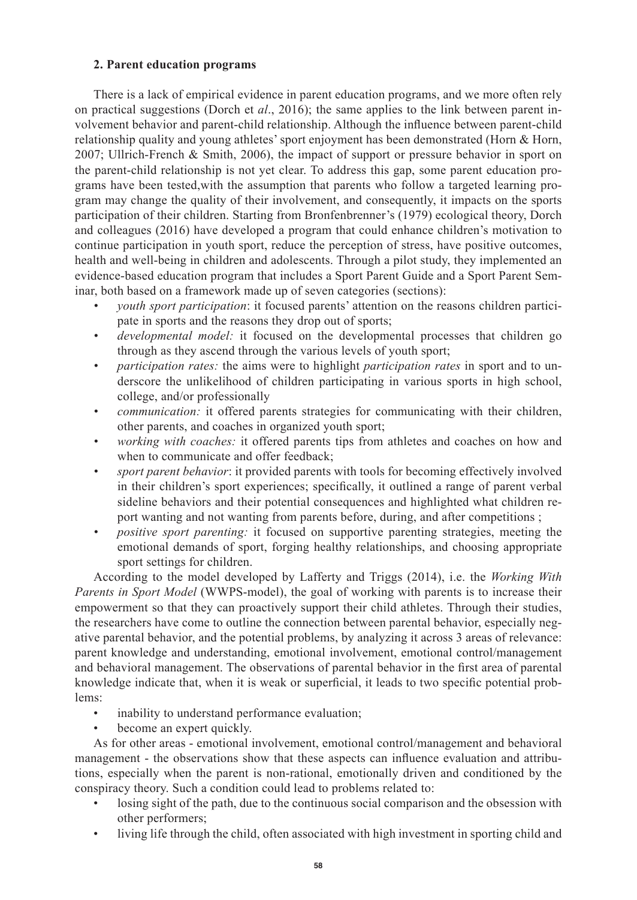### 2. Parent education programs

There is a lack of empirical evidence in parent education programs, and we more often rely on practical suggestions (Dorch et *al*., 2016); the same applies to the link between parent involvement behavior and parent-child relationship. Although the influence between parent-child relationship quality and young athletes' sport enjoyment has been demonstrated (Horn & Horn, 2007; Ullrich-French & Smith, 2006), the impact of support or pressure behavior in sport on the parent-child relationship is not yet clear. To address this gap, some parent education programs have been tested,with the assumption that parents who follow a targeted learning program may change the quality of their involvement, and consequently, it impacts on the sports participation of their children. Starting from Bronfenbrenner's (1979) ecological theory, Dorch and colleagues (2016) have developed a program that could enhance children's motivation to continue participation in youth sport, reduce the perception of stress, have positive outcomes, health and well-being in children and adolescents. Through a pilot study, they implemented an evidence-based education program that includes a Sport Parent Guide and a Sport Parent Seminar, both based on a framework made up of seven categories (sections):

- *youth sport participation*: it focused parents' attention on the reasons children participate in sports and the reasons they drop out of sports;
- *developmental model:* it focused on the developmental processes that children go through as they ascend through the various levels of youth sport;
- *participation rates:* the aims were to highlight *participation rates* in sport and to underscore the unlikelihood of children participating in various sports in high school, college, and/or professionally
- *communication:* it offered parents strategies for communicating with their children, other parents, and coaches in organized youth sport;
- *working with coaches:* it offered parents tips from athletes and coaches on how and when to communicate and offer feedback;
- *sport parent behavior*: it provided parents with tools for becoming effectively involved in their children's sport experiences; specifically, it outlined a range of parent verbal sideline behaviors and their potential consequences and highlighted what children report wanting and not wanting from parents before, during, and after competitions ;
- *positive sport parenting:* it focused on supportive parenting strategies, meeting the emotional demands of sport, forging healthy relationships, and choosing appropriate sport settings for children.

According to the model developed by Lafferty and Triggs (2014), i.e. the *Working With Parents in Sport Model* (WWPS-model), the goal of working with parents is to increase their empowerment so that they can proactively support their child athletes. Through their studies, the researchers have come to outline the connection between parental behavior, especially negative parental behavior, and the potential problems, by analyzing it across 3 areas of relevance: parent knowledge and understanding, emotional involvement, emotional control/management and behavioral management. The observations of parental behavior in the first area of parental knowledge indicate that, when it is weak or superficial, it leads to two specific potential problems:

- inability to understand performance evaluation;
- become an expert quickly.

As for other areas - emotional involvement, emotional control/management and behavioral management - the observations show that these aspects can influence evaluation and attributions, especially when the parent is non-rational, emotionally driven and conditioned by the conspiracy theory. Such a condition could lead to problems related to:

- losing sight of the path, due to the continuous social comparison and the obsession with other performers;
- living life through the child, often associated with high investment in sporting child and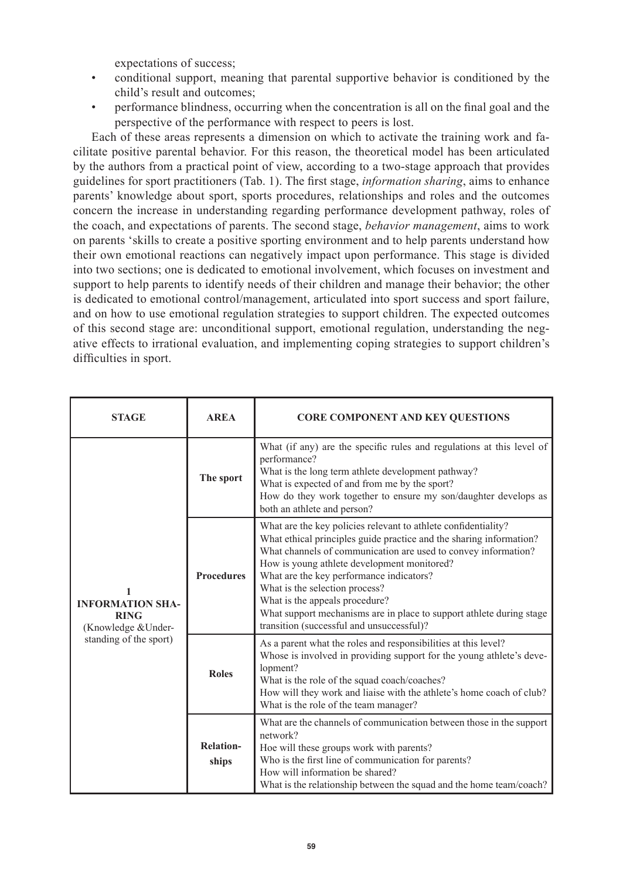expectations of success;

- conditional support, meaning that parental supportive behavior is conditioned by the child's result and outcomes;
- performance blindness, occurring when the concentration is all on the final goal and the perspective of the performance with respect to peers is lost.

Each of these areas represents a dimension on which to activate the training work and facilitate positive parental behavior. For this reason, the theoretical model has been articulated by the authors from a practical point of view, according to a two-stage approach that provides guidelines for sport practitioners (Tab. 1). The first stage, *information sharing*, aims to enhance parents' knowledge about sport, sports procedures, relationships and roles and the outcomes concern the increase in understanding regarding performance development pathway, roles of the coach, and expectations of parents. The second stage, *behavior management*, aims to work on parents 'skills to create a positive sporting environment and to help parents understand how their own emotional reactions can negatively impact upon performance. This stage is divided into two sections; one is dedicated to emotional involvement, which focuses on investment and support to help parents to identify needs of their children and manage their behavior; the other is dedicated to emotional control/management, articulated into sport success and sport failure, and on how to use emotional regulation strategies to support children. The expected outcomes of this second stage are: unconditional support, emotional regulation, understanding the negative effects to irrational evaluation, and implementing coping strategies to support children's difficulties in sport.

| STAGE | AREA | CORE COMPONENT AND KEY QUESTIONS |
|---|---|---|
| 1 **INFORMATION SHARING** (Knowledge &Understanding of the sport) | **The sport** | What (if any) are the specific rules and regulations at this level of performance?<br>What is the long term athlete development pathway?<br>What is expected of and from me by the sport?<br>How do they work together to ensure my son/daughter develops as both an athlete and person? |
| | **Procedures** | What are the key policies relevant to athlete confidentiality?<br>What ethical principles guide practice and the sharing information?<br>What channels of communication are used to convey information?<br>How is young athlete development monitored?<br>What are the key performance indicators?<br>What is the selection process?<br>What is the appeals procedure?<br>What support mechanisms are in place to support athlete during stage transition (successful and unsuccessful)? |
| | **Roles** | As a parent what the roles and responsibilities at this level?<br>Whose is involved in providing support for the young athlete's development?<br>What is the role of the squad coach/coaches?<br>How will they work and liaise with the athlete's home coach of club?<br>What is the role of the team manager? |
| | **Relationships** | What are the channels of communication between those in the support network?<br>Hoe will these groups work with parents?<br>Who is the first line of communication for parents?<br>How will information be shared?<br>What is the relationship between the squad and the home team/coach? |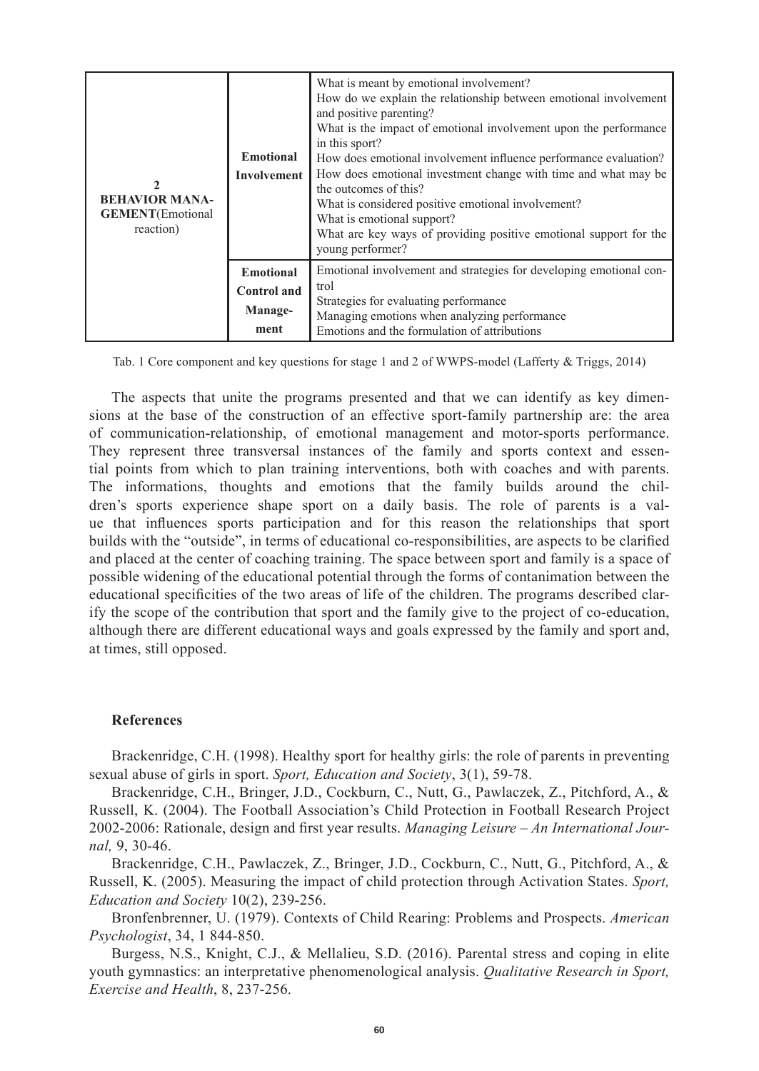| | | |
|---|---|---|
| **2 BEHAVIOR MANA-GEMENT**(Emotional reaction) | **Emotional Involvement** | What is meant by emotional involvement?<br>How do we explain the relationship between emotional involvement and positive parenting?<br>What is the impact of emotional involvement upon the performance in this sport?<br>How does emotional involvement influence performance evaluation?<br>How does emotional investment change with time and what may be the outcomes of this?<br>What is considered positive emotional involvement?<br>What is emotional support?<br>What are key ways of providing positive emotional support for the young performer? |
| | **Emotional Control and Manage-ment** | Emotional involvement and strategies for developing emotional control<br>Strategies for evaluating performance<br>Managing emotions when analyzing performance<br>Emotions and the formulation of attributions |

Tab. 1 Core component and key questions for stage 1 and 2 of WWPS-model (Lafferty & Triggs, 2014)

The aspects that unite the programs presented and that we can identify as key dimensions at the base of the construction of an effective sport-family partnership are: the area of communication-relationship, of emotional management and motor-sports performance. They represent three transversal instances of the family and sports context and essential points from which to plan training interventions, both with coaches and with parents. The informations, thoughts and emotions that the family builds around the children's sports experience shape sport on a daily basis. The role of parents is a value that influences sports participation and for this reason the relationships that sport builds with the "outside", in terms of educational co-responsibilities, are aspects to be clarified and placed at the center of coaching training. The space between sport and family is a space of possible widening of the educational potential through the forms of contanimation between the educational specificities of the two areas of life of the children. The programs described clarify the scope of the contribution that sport and the family give to the project of co-education, although there are different educational ways and goals expressed by the family and sport and, at times, still opposed.

## References

Brackenridge, C.H. (1998). Healthy sport for healthy girls: the role of parents in preventing sexual abuse of girls in sport. *Sport, Education and Society*, 3(1), 59-78.

Brackenridge, C.H., Bringer, J.D., Cockburn, C., Nutt, G., Pawlaczek, Z., Pitchford, A., & Russell, K. (2004). The Football Association's Child Protection in Football Research Project 2002-2006: Rationale, design and first year results. *Managing Leisure – An International Journal,* 9, 30-46.

Brackenridge, C.H., Pawlaczek, Z., Bringer, J.D., Cockburn, C., Nutt, G., Pitchford, A., & Russell, K. (2005). Measuring the impact of child protection through Activation States. *Sport, Education and Society* 10(2), 239-256.

Bronfenbrenner, U. (1979). Contexts of Child Rearing: Problems and Prospects. *American Psychologist*, 34, 1 844-850.

Burgess, N.S., Knight, C.J., & Mellalieu, S.D. (2016). Parental stress and coping in elite youth gymnastics: an interpretative phenomenological analysis. *Qualitative Research in Sport, Exercise and Health*, 8, 237-256.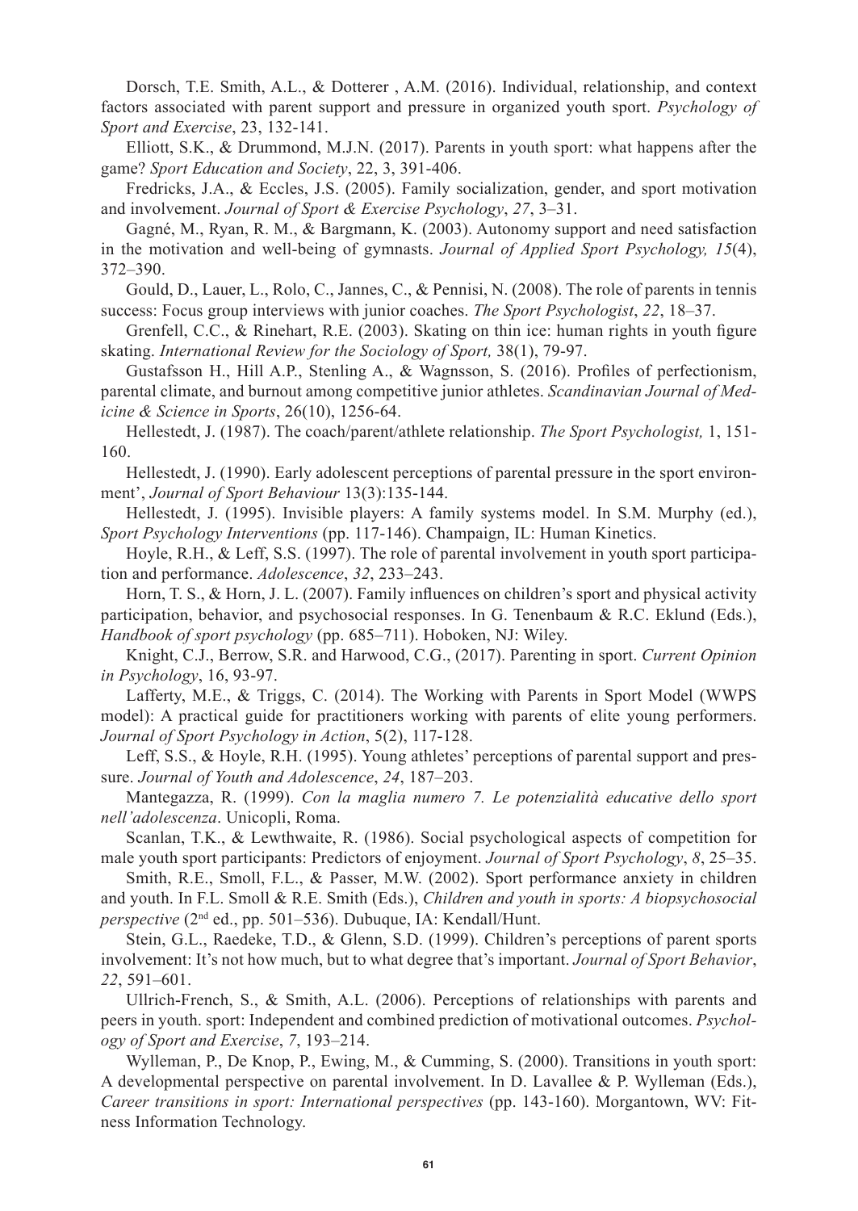Dorsch, T.E. Smith, A.L., & Dotterer , A.M. (2016). Individual, relationship, and context factors associated with parent support and pressure in organized youth sport. *Psychology of Sport and Exercise*, 23, 132-141.

Elliott, S.K., & Drummond, M.J.N. (2017). Parents in youth sport: what happens after the game? *Sport Education and Society*, 22, 3, 391-406.

Fredricks, J.A., & Eccles, J.S. (2005). Family socialization, gender, and sport motivation and involvement. *Journal of Sport & Exercise Psychology*, *27*, 3–31.

Gagné, M., Ryan, R. M., & Bargmann, K. (2003). Autonomy support and need satisfaction in the motivation and well-being of gymnasts. *Journal of Applied Sport Psychology, 15*(4), 372–390.

Gould, D., Lauer, L., Rolo, C., Jannes, C., & Pennisi, N. (2008). The role of parents in tennis success: Focus group interviews with junior coaches. *The Sport Psychologist*, *22*, 18–37.

Grenfell, C.C., & Rinehart, R.E. (2003). Skating on thin ice: human rights in youth figure skating. *International Review for the Sociology of Sport,* 38(1), 79-97.

Gustafsson H., Hill A.P., Stenling A., & Wagnsson, S. (2016). Profiles of perfectionism, parental climate, and burnout among competitive junior athletes. *Scandinavian Journal of Medicine & Science in Sports*, 26(10), 1256-64.

Hellestedt, J. (1987). The coach/parent/athlete relationship. *The Sport Psychologist,* 1, 151-160.

Hellestedt, J. (1990). Early adolescent perceptions of parental pressure in the sport environment', *Journal of Sport Behaviour* 13(3):135-144.

Hellestedt, J. (1995). Invisible players: A family systems model. In S.M. Murphy (ed.), *Sport Psychology Interventions* (pp. 117-146). Champaign, IL: Human Kinetics.

Hoyle, R.H., & Leff, S.S. (1997). The role of parental involvement in youth sport participation and performance. *Adolescence*, *32*, 233–243.

Horn, T. S., & Horn, J. L. (2007). Family influences on children's sport and physical activity participation, behavior, and psychosocial responses. In G. Tenenbaum & R.C. Eklund (Eds.), *Handbook of sport psychology* (pp. 685–711). Hoboken, NJ: Wiley.

Knight, C.J., Berrow, S.R. and Harwood, C.G., (2017). Parenting in sport. *Current Opinion in Psychology*, 16, 93-97.

Lafferty, M.E., & Triggs, C. (2014). The Working with Parents in Sport Model (WWPS model): A practical guide for practitioners working with parents of elite young performers. *Journal of Sport Psychology in Action*, 5(2), 117-128.

Leff, S.S., & Hoyle, R.H. (1995). Young athletes' perceptions of parental support and pressure. *Journal of Youth and Adolescence*, *24*, 187–203.

Mantegazza, R. (1999). *Con la maglia numero 7. Le potenzialità educative dello sport nell'adolescenza*. Unicopli, Roma.

Scanlan, T.K., & Lewthwaite, R. (1986). Social psychological aspects of competition for male youth sport participants: Predictors of enjoyment. *Journal of Sport Psychology*, *8*, 25–35.

Smith, R.E., Smoll, F.L., & Passer, M.W. (2002). Sport performance anxiety in children and youth. In F.L. Smoll & R.E. Smith (Eds.), *Children and youth in sports: A biopsychosocial perspective* (2nd ed., pp. 501–536). Dubuque, IA: Kendall/Hunt.

Stein, G.L., Raedeke, T.D., & Glenn, S.D. (1999). Children's perceptions of parent sports involvement: It's not how much, but to what degree that's important. *Journal of Sport Behavior*, *22*, 591–601.

Ullrich-French, S., & Smith, A.L. (2006). Perceptions of relationships with parents and peers in youth. sport: Independent and combined prediction of motivational outcomes. *Psychology of Sport and Exercise*, *7*, 193–214.

Wylleman, P., De Knop, P., Ewing, M., & Cumming, S. (2000). Transitions in youth sport: A developmental perspective on parental involvement. In D. Lavallee & P. Wylleman (Eds.), *Career transitions in sport: International perspectives* (pp. 143-160). Morgantown, WV: Fitness Information Technology.